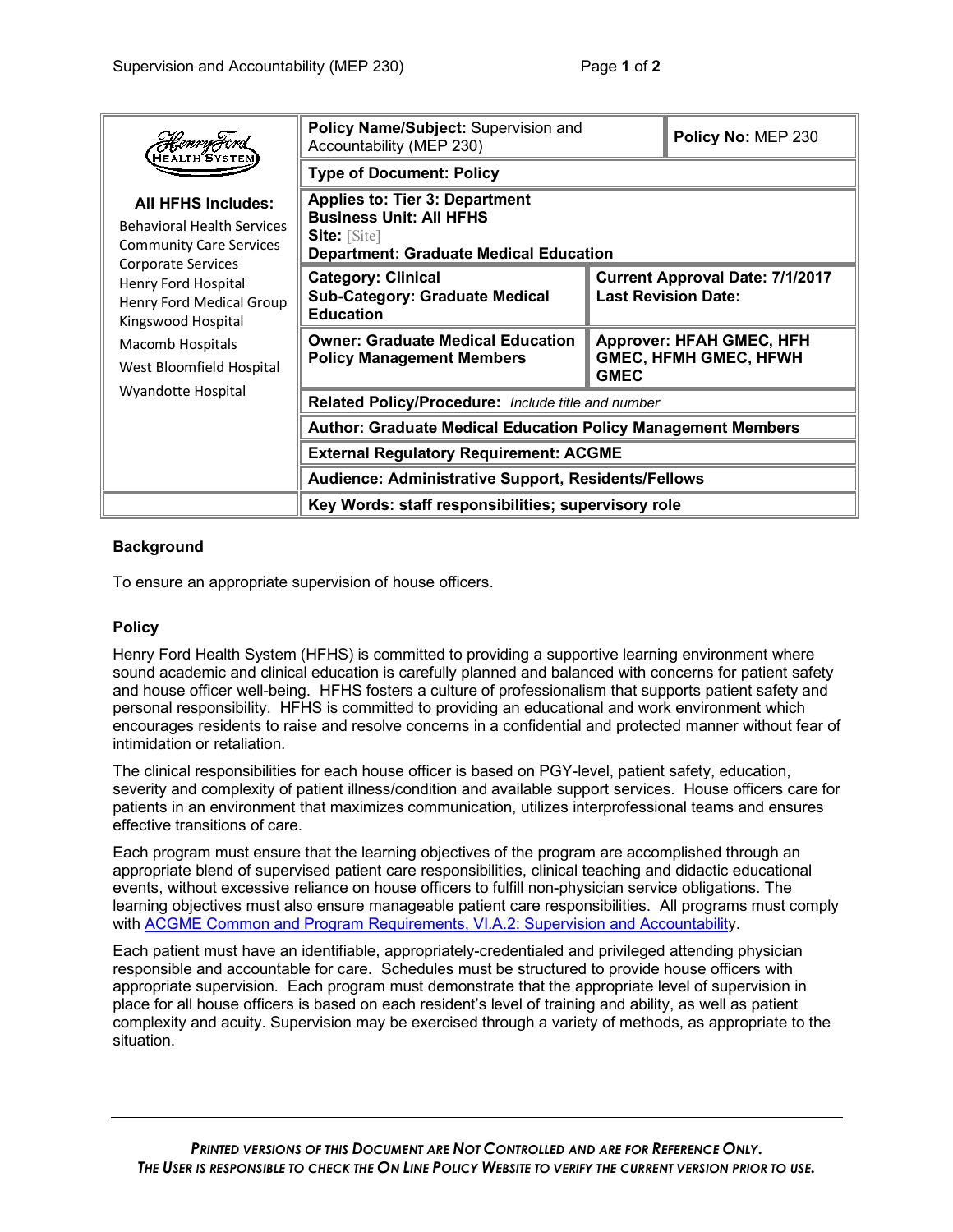| Henry Ford Health System | Policy Name/Subject: Supervision and Accountability (MEP 230) | | Policy No: MEP 230 |
|---|---|---|---|
| | **Type of Document: Policy** | | |
| **All HFHS Includes:** Behavioral Health Services, Community Care Services, Corporate Services, Henry Ford Hospital, Henry Ford Medical Group, Kingswood Hospital, Macomb Hospitals, West Bloomfield Hospital, Wyandotte Hospital | **Applies to: Tier 3: Department**<br>**Business Unit: All HFHS**<br>**Site:** [Site]<br>**Department: Graduate Medical Education** | | |
| | **Category: Clinical**<br>**Sub-Category: Graduate Medical Education** | **Current Approval Date: 7/1/2017**<br>**Last Revision Date:** | |
| | **Owner: Graduate Medical Education Policy Management Members** | **Approver: HFAH GMEC, HFH GMEC, HFMH GMEC, HFWH GMEC** | |
| | **Related Policy/Procedure:** *Include title and number* | | |
| | **Author: Graduate Medical Education Policy Management Members** | | |
| | **External Regulatory Requirement: ACGME** | | |
| | **Audience: Administrative Support, Residents/Fellows** | | |
| | **Key Words: staff responsibilities; supervisory role** | | |

### Background

To ensure an appropriate supervision of house officers.

### Policy

Henry Ford Health System (HFHS) is committed to providing a supportive learning environment where sound academic and clinical education is carefully planned and balanced with concerns for patient safety and house officer well-being. HFHS fosters a culture of professionalism that supports patient safety and personal responsibility. HFHS is committed to providing an educational and work environment which encourages residents to raise and resolve concerns in a confidential and protected manner without fear of intimidation or retaliation.

The clinical responsibilities for each house officer is based on PGY-level, patient safety, education, severity and complexity of patient illness/condition and available support services. House officers care for patients in an environment that maximizes communication, utilizes interprofessional teams and ensures effective transitions of care.

Each program must ensure that the learning objectives of the program are accomplished through an appropriate blend of supervised patient care responsibilities, clinical teaching and didactic educational events, without excessive reliance on house officers to fulfill non-physician service obligations. The learning objectives must also ensure manageable patient care responsibilities. All programs must comply with ACGME Common and Program Requirements, VI.A.2: Supervision and Accountability.

Each patient must have an identifiable, appropriately-credentialed and privileged attending physician responsible and accountable for care. Schedules must be structured to provide house officers with appropriate supervision. Each program must demonstrate that the appropriate level of supervision in place for all house officers is based on each resident's level of training and ability, as well as patient complexity and acuity. Supervision may be exercised through a variety of methods, as appropriate to the situation.

*PRINTED VERSIONS OF THIS DOCUMENT ARE NOT CONTROLLED AND ARE FOR REFERENCE ONLY.*
*THE USER IS RESPONSIBLE TO CHECK THE ON LINE POLICY WEBSITE TO VERIFY THE CURRENT VERSION PRIOR TO USE.*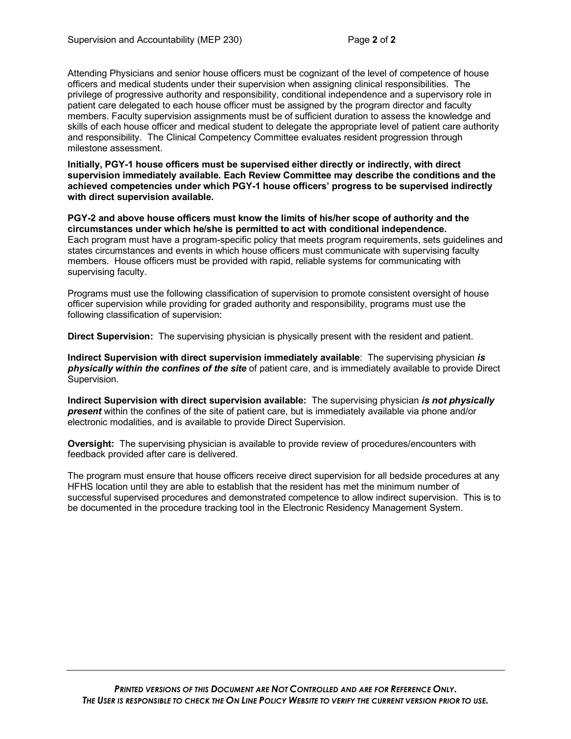Attending Physicians and senior house officers must be cognizant of the level of competence of house officers and medical students under their supervision when assigning clinical responsibilities. The privilege of progressive authority and responsibility, conditional independence and a supervisory role in patient care delegated to each house officer must be assigned by the program director and faculty members. Faculty supervision assignments must be of sufficient duration to assess the knowledge and skills of each house officer and medical student to delegate the appropriate level of patient care authority and responsibility. The Clinical Competency Committee evaluates resident progression through milestone assessment.

**Initially, PGY-1 house officers must be supervised either directly or indirectly, with direct supervision immediately available. Each Review Committee may describe the conditions and the achieved competencies under which PGY-1 house officers' progress to be supervised indirectly with direct supervision available.**

**PGY-2 and above house officers must know the limits of his/her scope of authority and the circumstances under which he/she is permitted to act with conditional independence.** Each program must have a program-specific policy that meets program requirements, sets guidelines and states circumstances and events in which house officers must communicate with supervising faculty members. House officers must be provided with rapid, reliable systems for communicating with supervising faculty.

Programs must use the following classification of supervision to promote consistent oversight of house officer supervision while providing for graded authority and responsibility, programs must use the following classification of supervision:

**Direct Supervision:** The supervising physician is physically present with the resident and patient.

**Indirect Supervision with direct supervision immediately available**: The supervising physician ***is physically within the confines of the site*** of patient care, and is immediately available to provide Direct Supervision.

**Indirect Supervision with direct supervision available:** The supervising physician ***is not physically present*** within the confines of the site of patient care, but is immediately available via phone and/or electronic modalities, and is available to provide Direct Supervision.

**Oversight:** The supervising physician is available to provide review of procedures/encounters with feedback provided after care is delivered.

The program must ensure that house officers receive direct supervision for all bedside procedures at any HFHS location until they are able to establish that the resident has met the minimum number of successful supervised procedures and demonstrated competence to allow indirect supervision. This is to be documented in the procedure tracking tool in the Electronic Residency Management System.